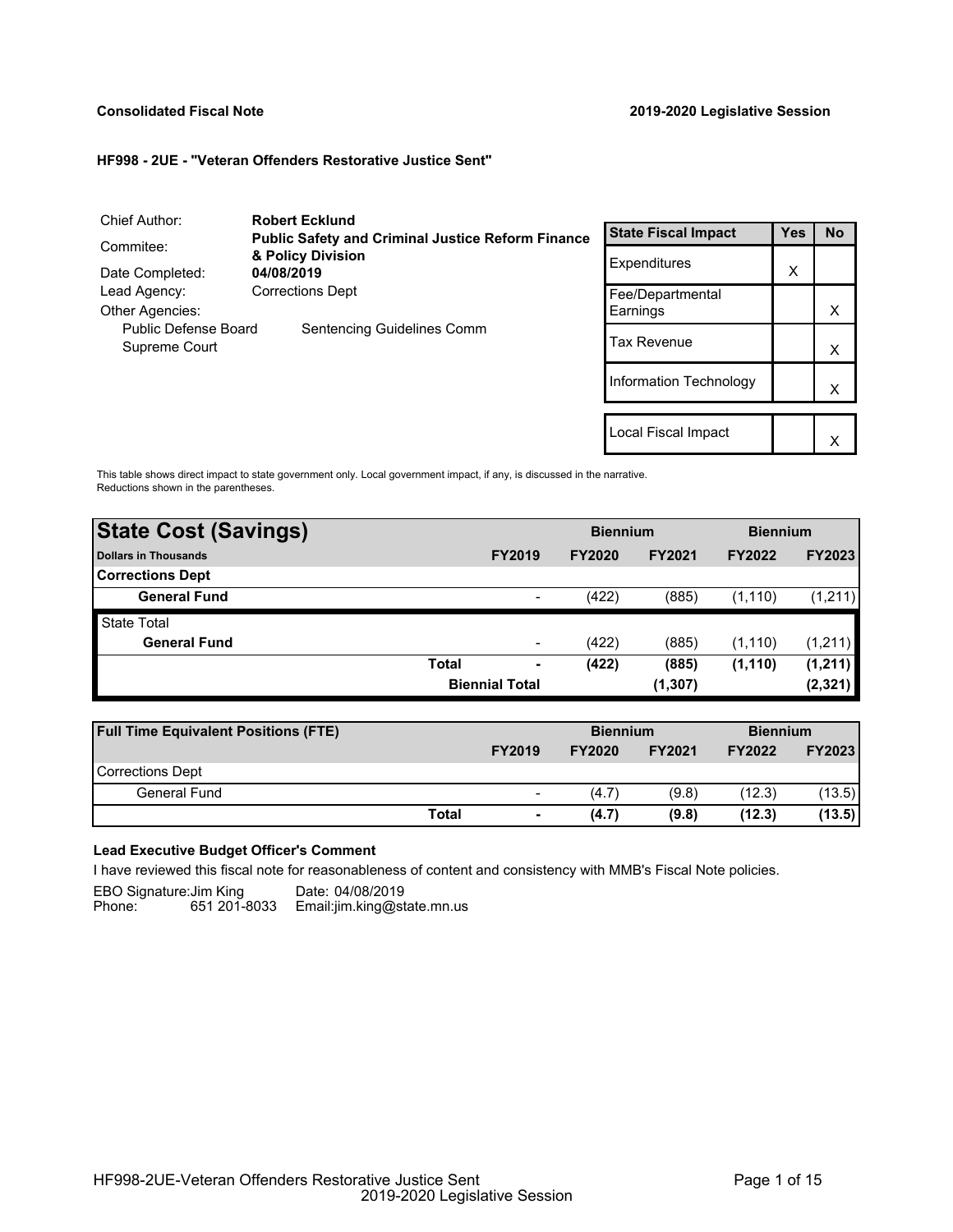**Consolidated Fiscal Note** **2019-2020 Legislative Session**

**HF998 - 2UE - "Veteran Offenders Restorative Justice Sent"**

| | |
|---|---|
| Chief Author: | **Robert Ecklund** |
| Commitee: | **Public Safety and Criminal Justice Reform Finance & Policy Division** |
| Date Completed: | **04/08/2019** |
| Lead Agency: | Corrections Dept |
| Other Agencies: | |
| Public Defense Board | Sentencing Guidelines Comm |
| Supreme Court | |

| State Fiscal Impact | Yes | No |
|---|---|---|
| Expenditures | X | |
| Fee/Departmental Earnings | | X |
| Tax Revenue | | X |
| Information Technology | | X |
| Local Fiscal Impact | | X |

This table shows direct impact to state government only. Local government impact, if any, is discussed in the narrative. Reductions shown in the parentheses.

| **State Cost (Savings)** | | | **Biennium** | | **Biennium** | |
|---|---|---|---|---|---|---|
| **Dollars in Thousands** | | **FY2019** | **FY2020** | **FY2021** | **FY2022** | **FY2023** |
| **Corrections Dept** | | | | | | |
| **General Fund** | | - | (422) | (885) | (1,110) | (1,211) |
| State Total | | | | | | |
| **General Fund** | | - | (422) | (885) | (1,110) | (1,211) |
| | **Total** | **-** | **(422)** | **(885)** | **(1,110)** | **(1,211)** |
| | | **Biennial Total** | | **(1,307)** | | **(2,321)** |

| **Full Time Equivalent Positions (FTE)** | | | **Biennium** | | **Biennium** | |
|---|---|---|---|---|---|---|
| | | **FY2019** | **FY2020** | **FY2021** | **FY2022** | **FY2023** |
| Corrections Dept | | | | | | |
| General Fund | | - | (4.7) | (9.8) | (12.3) | (13.5) |
| | **Total** | **-** | **(4.7)** | **(9.8)** | **(12.3)** | **(13.5)** |

**Lead Executive Budget Officer's Comment**

I have reviewed this fiscal note for reasonableness of content and consistency with MMB's Fiscal Note policies.

EBO Signature: Jim King  Date: 04/08/2019
Phone: 651 201-8033  Email: jim.king@state.mn.us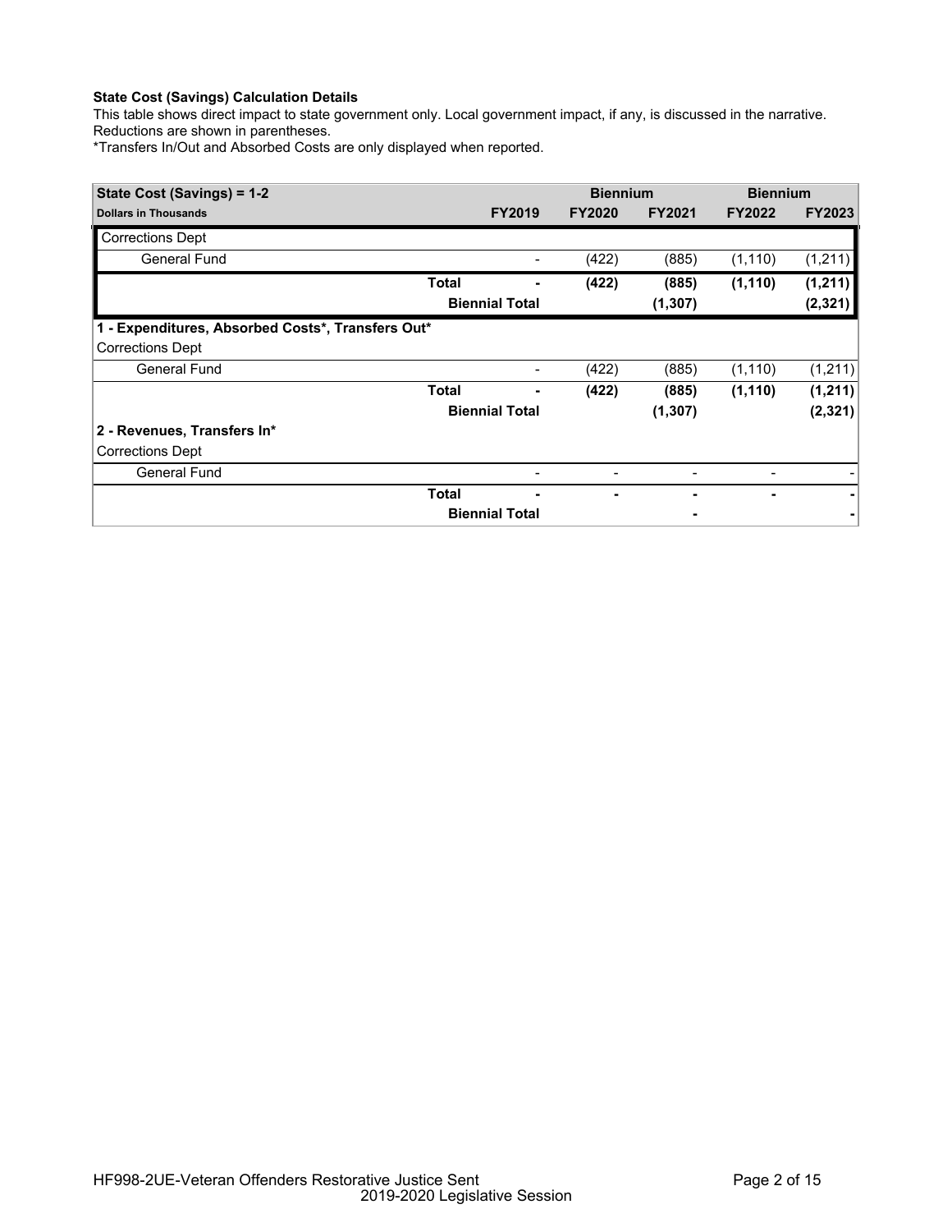**State Cost (Savings) Calculation Details**

This table shows direct impact to state government only. Local government impact, if any, is discussed in the narrative. Reductions are shown in parentheses.

*Transfers In/Out and Absorbed Costs are only displayed when reported.

| State Cost (Savings) = 1-2 | | | Biennium | | Biennium | |
|---|---|---|---|---|---|---|
| **Dollars in Thousands** | | **FY2019** | **FY2020** | **FY2021** | **FY2022** | **FY2023** |
| Corrections Dept | | | | | | |
| General Fund | | - | (422) | (885) | (1,110) | (1,211) |
| | **Total** | **-** | **(422)** | **(885)** | **(1,110)** | **(1,211)** |
| | **Biennial Total** | | | **(1,307)** | | **(2,321)** |
| **1 - Expenditures, Absorbed Costs*, Transfers Out*** | | | | | | |
| Corrections Dept | | | | | | |
| General Fund | | - | (422) | (885) | (1,110) | (1,211) |
| | **Total** | **-** | **(422)** | **(885)** | **(1,110)** | **(1,211)** |
| | **Biennial Total** | | | **(1,307)** | | **(2,321)** |
| **2 - Revenues, Transfers In*** | | | | | | |
| Corrections Dept | | | | | | |
| General Fund | | - | - | - | - | - |
| | **Total** | **-** | **-** | **-** | **-** | **-** |
| | **Biennial Total** | | | **-** | | **-** |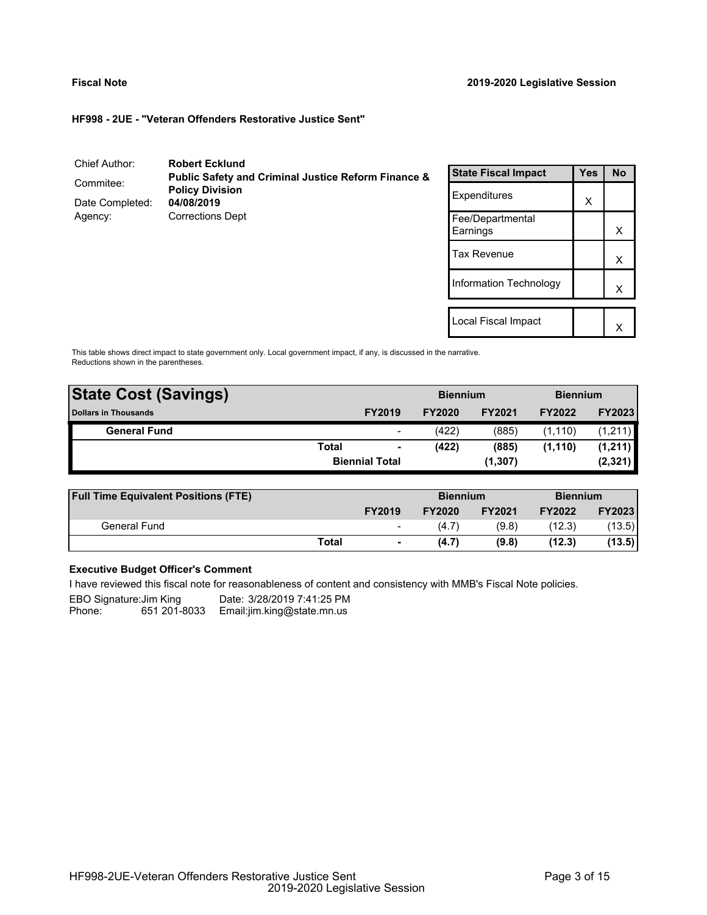**Fiscal Note** | **2019-2020 Legislative Session**

**HF998 - 2UE - "Veteran Offenders Restorative Justice Sent"**

| | |
|---|---|
| Chief Author: | **Robert Ecklund** |
| Commitee: | **Public Safety and Criminal Justice Reform Finance & Policy Division** |
| Date Completed: | **04/08/2019** |
| Agency: | Corrections Dept |

| State Fiscal Impact | Yes | No |
|---|---|---|
| Expenditures | X | |
| Fee/Departmental Earnings | | X |
| Tax Revenue | | X |
| Information Technology | | X |
| Local Fiscal Impact | | X |

This table shows direct impact to state government only. Local government impact, if any, is discussed in the narrative. Reductions shown in the parentheses.

| **State Cost (Savings)** | | | **Biennium** | | **Biennium** | |
|---|---|---|---|---|---|---|
| **Dollars in Thousands** | | **FY2019** | **FY2020** | **FY2021** | **FY2022** | **FY2023** |
| **General Fund** | | - | (422) | (885) | (1,110) | (1,211) |
| | **Total** | **-** | **(422)** | **(885)** | **(1,110)** | **(1,211)** |
| | | **Biennial Total** | | **(1,307)** | | **(2,321)** |

| **Full Time Equivalent Positions (FTE)** | | | **Biennium** | | **Biennium** | |
|---|---|---|---|---|---|---|
| | | **FY2019** | **FY2020** | **FY2021** | **FY2022** | **FY2023** |
| General Fund | | - | (4.7) | (9.8) | (12.3) | (13.5) |
| | **Total** | **-** | **(4.7)** | **(9.8)** | **(12.3)** | **(13.5)** |

**Executive Budget Officer's Comment**

I have reviewed this fiscal note for reasonableness of content and consistency with MMB's Fiscal Note policies.

EBO Signature: Jim King  Date: 3/28/2019 7:41:25 PM
Phone: 651 201-8033  Email: jim.king@state.mn.us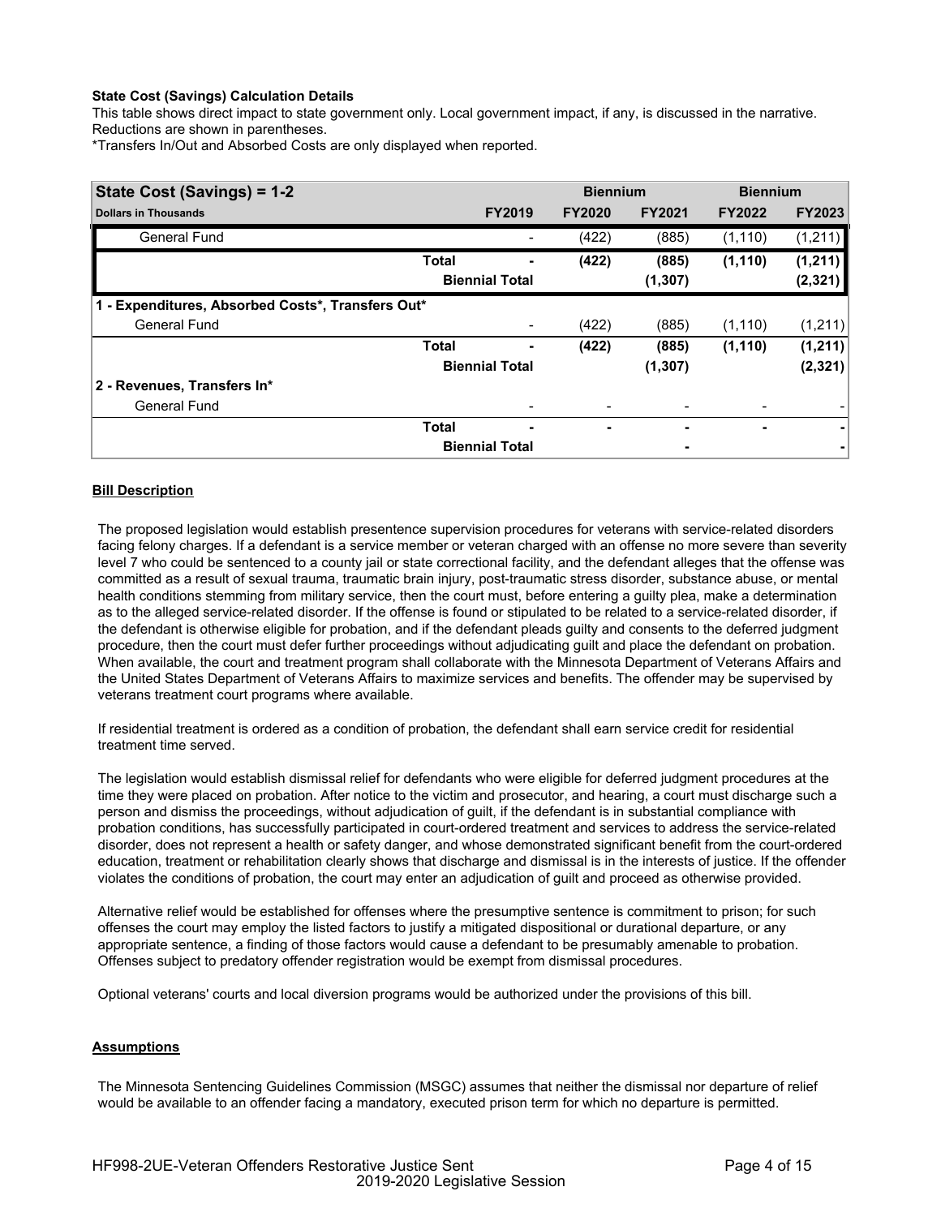**State Cost (Savings) Calculation Details**

This table shows direct impact to state government only. Local government impact, if any, is discussed in the narrative. Reductions are shown in parentheses.

*Transfers In/Out and Absorbed Costs are only displayed when reported.

| State Cost (Savings) = 1-2 | | | Biennium | | Biennium | |
|---|---|---|---|---|---|---|
| Dollars in Thousands | | FY2019 | FY2020 | FY2021 | FY2022 | FY2023 |
| General Fund | | - | (422) | (885) | (1,110) | (1,211) |
| | **Total** | **-** | **(422)** | **(885)** | **(1,110)** | **(1,211)** |
| | **Biennial Total** | | | **(1,307)** | | **(2,321)** |
| **1 - Expenditures, Absorbed Costs*, Transfers Out*** | | | | | | |
| General Fund | | - | (422) | (885) | (1,110) | (1,211) |
| | **Total** | **-** | **(422)** | **(885)** | **(1,110)** | **(1,211)** |
| | **Biennial Total** | | | **(1,307)** | | **(2,321)** |
| **2 - Revenues, Transfers In*** | | | | | | |
| General Fund | | - | - | - | - | - |
| | **Total** | **-** | **-** | **-** | **-** | **-** |
| | **Biennial Total** | | | **-** | | **-** |

**Bill Description**

The proposed legislation would establish presentence supervision procedures for veterans with service-related disorders facing felony charges. If a defendant is a service member or veteran charged with an offense no more severe than severity level 7 who could be sentenced to a county jail or state correctional facility, and the defendant alleges that the offense was committed as a result of sexual trauma, traumatic brain injury, post-traumatic stress disorder, substance abuse, or mental health conditions stemming from military service, then the court must, before entering a guilty plea, make a determination as to the alleged service-related disorder. If the offense is found or stipulated to be related to a service-related disorder, if the defendant is otherwise eligible for probation, and if the defendant pleads guilty and consents to the deferred judgment procedure, then the court must defer further proceedings without adjudicating guilt and place the defendant on probation. When available, the court and treatment program shall collaborate with the Minnesota Department of Veterans Affairs and the United States Department of Veterans Affairs to maximize services and benefits. The offender may be supervised by veterans treatment court programs where available.

If residential treatment is ordered as a condition of probation, the defendant shall earn service credit for residential treatment time served.

The legislation would establish dismissal relief for defendants who were eligible for deferred judgment procedures at the time they were placed on probation. After notice to the victim and prosecutor, and hearing, a court must discharge such a person and dismiss the proceedings, without adjudication of guilt, if the defendant is in substantial compliance with probation conditions, has successfully participated in court-ordered treatment and services to address the service-related disorder, does not represent a health or safety danger, and whose demonstrated significant benefit from the court-ordered education, treatment or rehabilitation clearly shows that discharge and dismissal is in the interests of justice. If the offender violates the conditions of probation, the court may enter an adjudication of guilt and proceed as otherwise provided.

Alternative relief would be established for offenses where the presumptive sentence is commitment to prison; for such offenses the court may employ the listed factors to justify a mitigated dispositional or durational departure, or any appropriate sentence, a finding of those factors would cause a defendant to be presumably amenable to probation. Offenses subject to predatory offender registration would be exempt from dismissal procedures.

Optional veterans' courts and local diversion programs would be authorized under the provisions of this bill.

**Assumptions**

The Minnesota Sentencing Guidelines Commission (MSGC) assumes that neither the dismissal nor departure of relief would be available to an offender facing a mandatory, executed prison term for which no departure is permitted.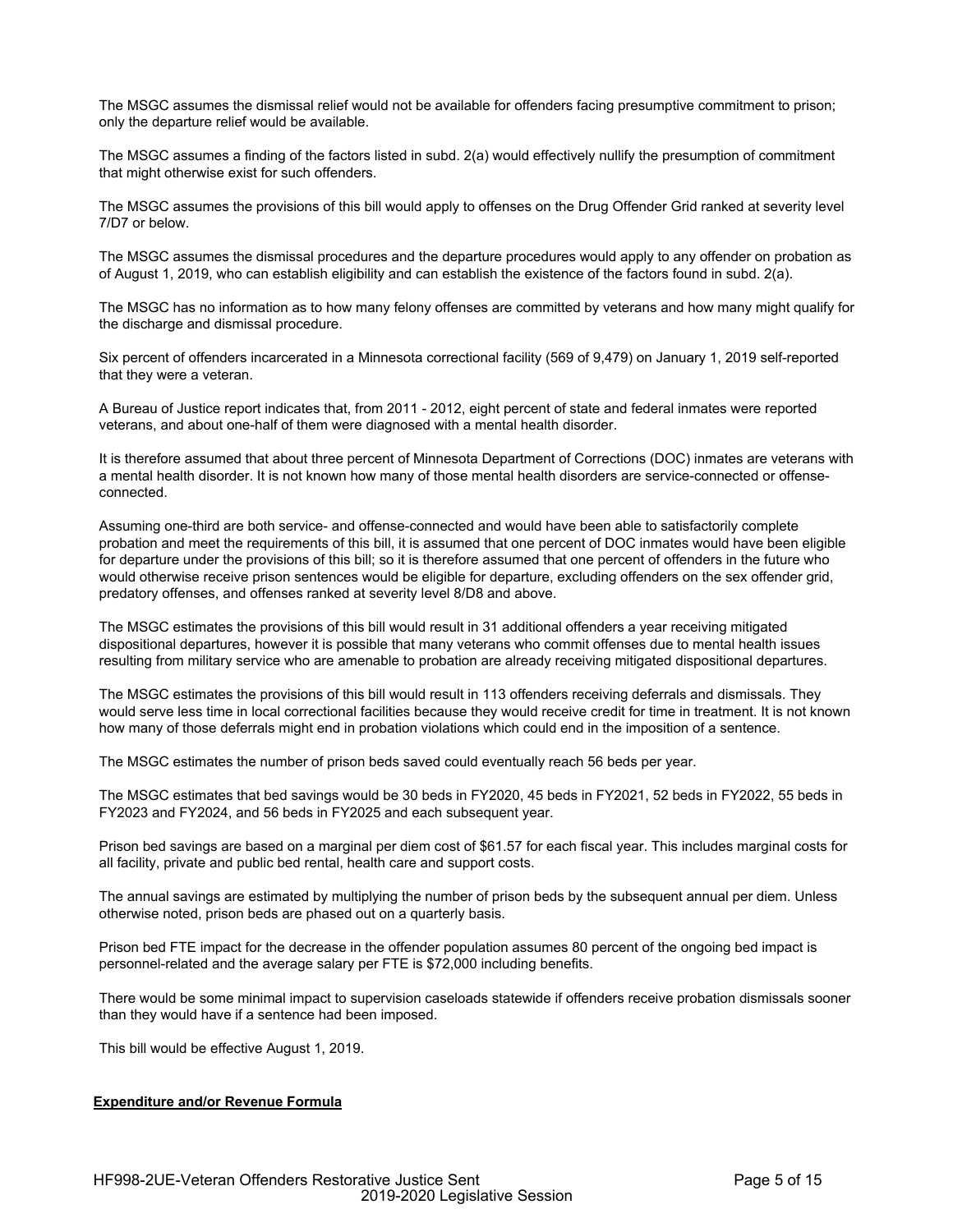The MSGC assumes the dismissal relief would not be available for offenders facing presumptive commitment to prison; only the departure relief would be available.

The MSGC assumes a finding of the factors listed in subd. 2(a) would effectively nullify the presumption of commitment that might otherwise exist for such offenders.

The MSGC assumes the provisions of this bill would apply to offenses on the Drug Offender Grid ranked at severity level 7/D7 or below.

The MSGC assumes the dismissal procedures and the departure procedures would apply to any offender on probation as of August 1, 2019, who can establish eligibility and can establish the existence of the factors found in subd. 2(a).

The MSGC has no information as to how many felony offenses are committed by veterans and how many might qualify for the discharge and dismissal procedure.

Six percent of offenders incarcerated in a Minnesota correctional facility (569 of 9,479) on January 1, 2019 self-reported that they were a veteran.

A Bureau of Justice report indicates that, from 2011 - 2012, eight percent of state and federal inmates were reported veterans, and about one-half of them were diagnosed with a mental health disorder.

It is therefore assumed that about three percent of Minnesota Department of Corrections (DOC) inmates are veterans with a mental health disorder. It is not known how many of those mental health disorders are service-connected or offense-connected.

Assuming one-third are both service- and offense-connected and would have been able to satisfactorily complete probation and meet the requirements of this bill, it is assumed that one percent of DOC inmates would have been eligible for departure under the provisions of this bill; so it is therefore assumed that one percent of offenders in the future who would otherwise receive prison sentences would be eligible for departure, excluding offenders on the sex offender grid, predatory offenses, and offenses ranked at severity level 8/D8 and above.

The MSGC estimates the provisions of this bill would result in 31 additional offenders a year receiving mitigated dispositional departures, however it is possible that many veterans who commit offenses due to mental health issues resulting from military service who are amenable to probation are already receiving mitigated dispositional departures.

The MSGC estimates the provisions of this bill would result in 113 offenders receiving deferrals and dismissals. They would serve less time in local correctional facilities because they would receive credit for time in treatment. It is not known how many of those deferrals might end in probation violations which could end in the imposition of a sentence.

The MSGC estimates the number of prison beds saved could eventually reach 56 beds per year.

The MSGC estimates that bed savings would be 30 beds in FY2020, 45 beds in FY2021, 52 beds in FY2022, 55 beds in FY2023 and FY2024, and 56 beds in FY2025 and each subsequent year.

Prison bed savings are based on a marginal per diem cost of $61.57 for each fiscal year. This includes marginal costs for all facility, private and public bed rental, health care and support costs.

The annual savings are estimated by multiplying the number of prison beds by the subsequent annual per diem. Unless otherwise noted, prison beds are phased out on a quarterly basis.

Prison bed FTE impact for the decrease in the offender population assumes 80 percent of the ongoing bed impact is personnel-related and the average salary per FTE is $72,000 including benefits.

There would be some minimal impact to supervision caseloads statewide if offenders receive probation dismissals sooner than they would have if a sentence had been imposed.

This bill would be effective August 1, 2019.

**Expenditure and/or Revenue Formula**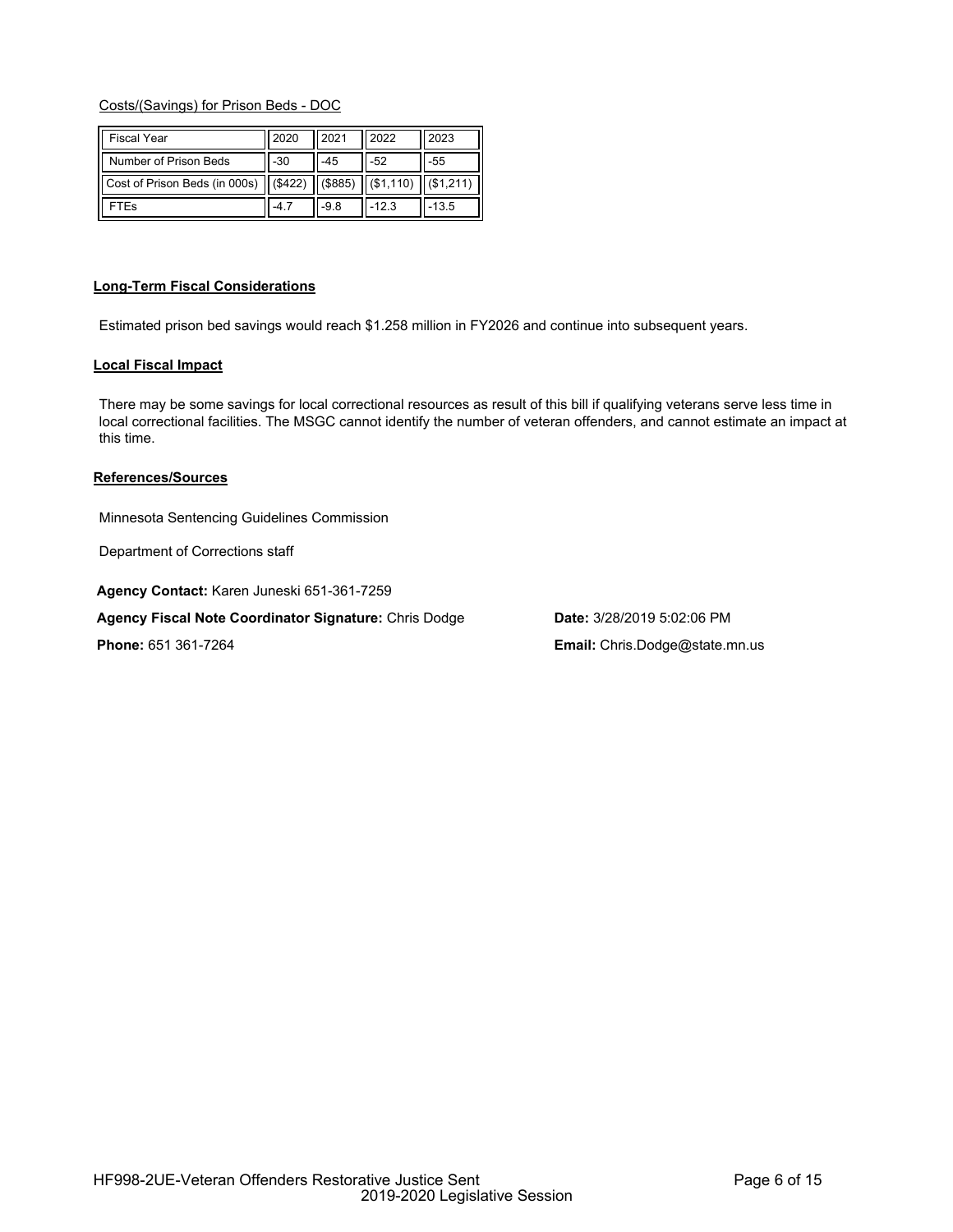Costs/(Savings) for Prison Beds - DOC

| Fiscal Year | 2020 | 2021 | 2022 | 2023 |
|---|---|---|---|---|
| Number of Prison Beds | -30 | -45 | -52 | -55 |
| Cost of Prison Beds (in 000s) | ($422) | ($885) | ($1,110) | ($1,211) |
| FTEs | -4.7 | -9.8 | -12.3 | -13.5 |

**Long-Term Fiscal Considerations**

Estimated prison bed savings would reach $1.258 million in FY2026 and continue into subsequent years.

**Local Fiscal Impact**

There may be some savings for local correctional resources as result of this bill if qualifying veterans serve less time in local correctional facilities. The MSGC cannot identify the number of veteran offenders, and cannot estimate an impact at this time.

**References/Sources**

Minnesota Sentencing Guidelines Commission

Department of Corrections staff

**Agency Contact:** Karen Juneski 651-361-7259

**Agency Fiscal Note Coordinator Signature:** Chris Dodge

**Date:** 3/28/2019 5:02:06 PM

**Phone:** 651 361-7264

**Email:** Chris.Dodge@state.mn.us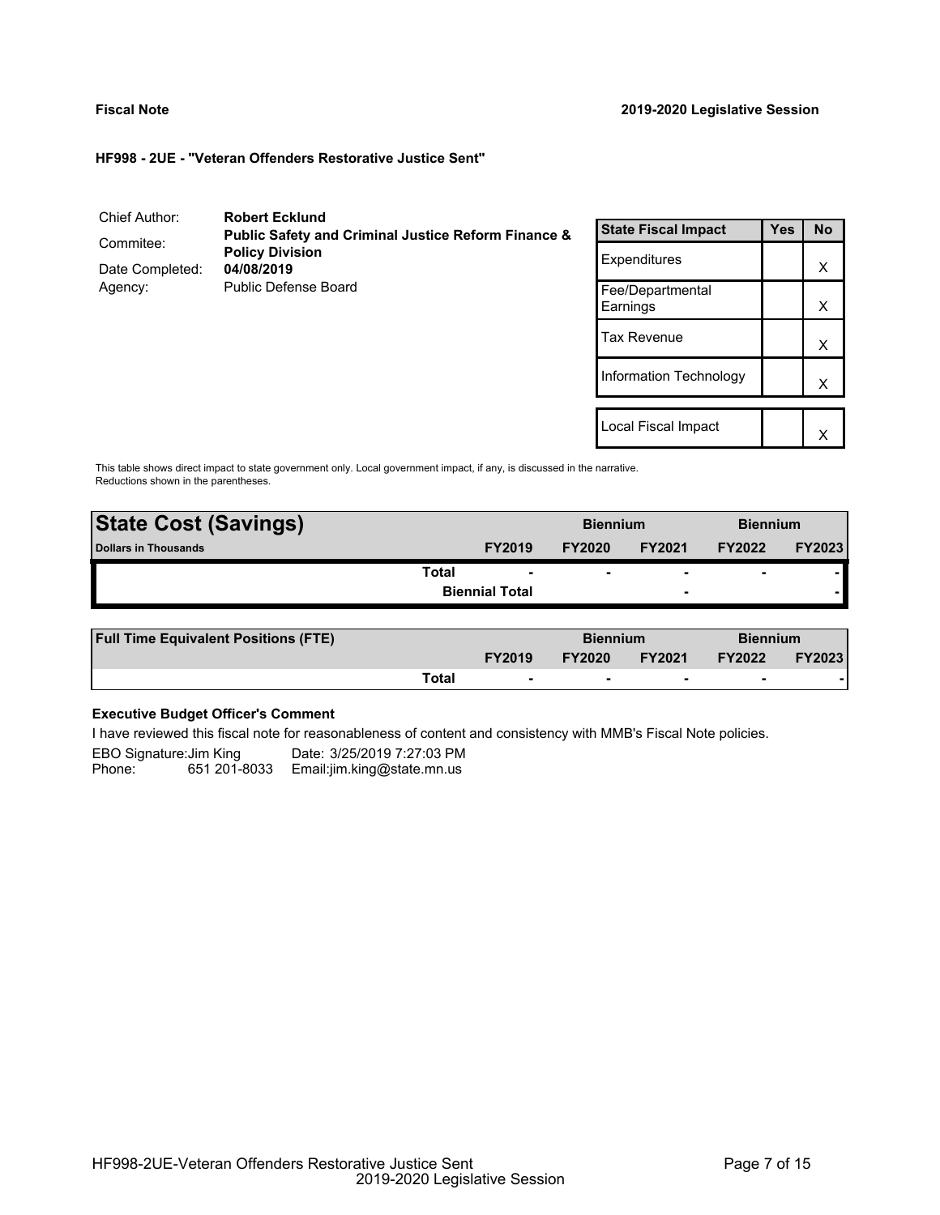**Fiscal Note** **2019-2020 Legislative Session**

**HF998 - 2UE - "Veteran Offenders Restorative Justice Sent"**

| | |
|---|---|
| Chief Author: | **Robert Ecklund** |
| Commitee: | **Public Safety and Criminal Justice Reform Finance & Policy Division** |
| Date Completed: | **04/08/2019** |
| Agency: | Public Defense Board |

| State Fiscal Impact | Yes | No |
|---|---|---|
| Expenditures | | X |
| Fee/Departmental Earnings | | X |
| Tax Revenue | | X |
| Information Technology | | X |
| Local Fiscal Impact | | X |

This table shows direct impact to state government only. Local government impact, if any, is discussed in the narrative. Reductions shown in the parentheses.

| **State Cost (Savings)** | | Biennium | | Biennium | |
|---|---|---|---|---|---|
| **Dollars in Thousands** | **FY2019** | **FY2020** | **FY2021** | **FY2022** | **FY2023** |
| **Total** | - | - | - | - | - |
| **Biennial Total** | | | - | | - |

| **Full Time Equivalent Positions (FTE)** | | Biennium | | Biennium | |
|---|---|---|---|---|---|
| | **FY2019** | **FY2020** | **FY2021** | **FY2022** | **FY2023** |
| **Total** | - | - | - | - | - |

**Executive Budget Officer's Comment**

I have reviewed this fiscal note for reasonableness of content and consistency with MMB's Fiscal Note policies.

EBO Signature:Jim King Date: 3/25/2019 7:27:03 PM
Phone: 651 201-8033 Email:jim.king@state.mn.us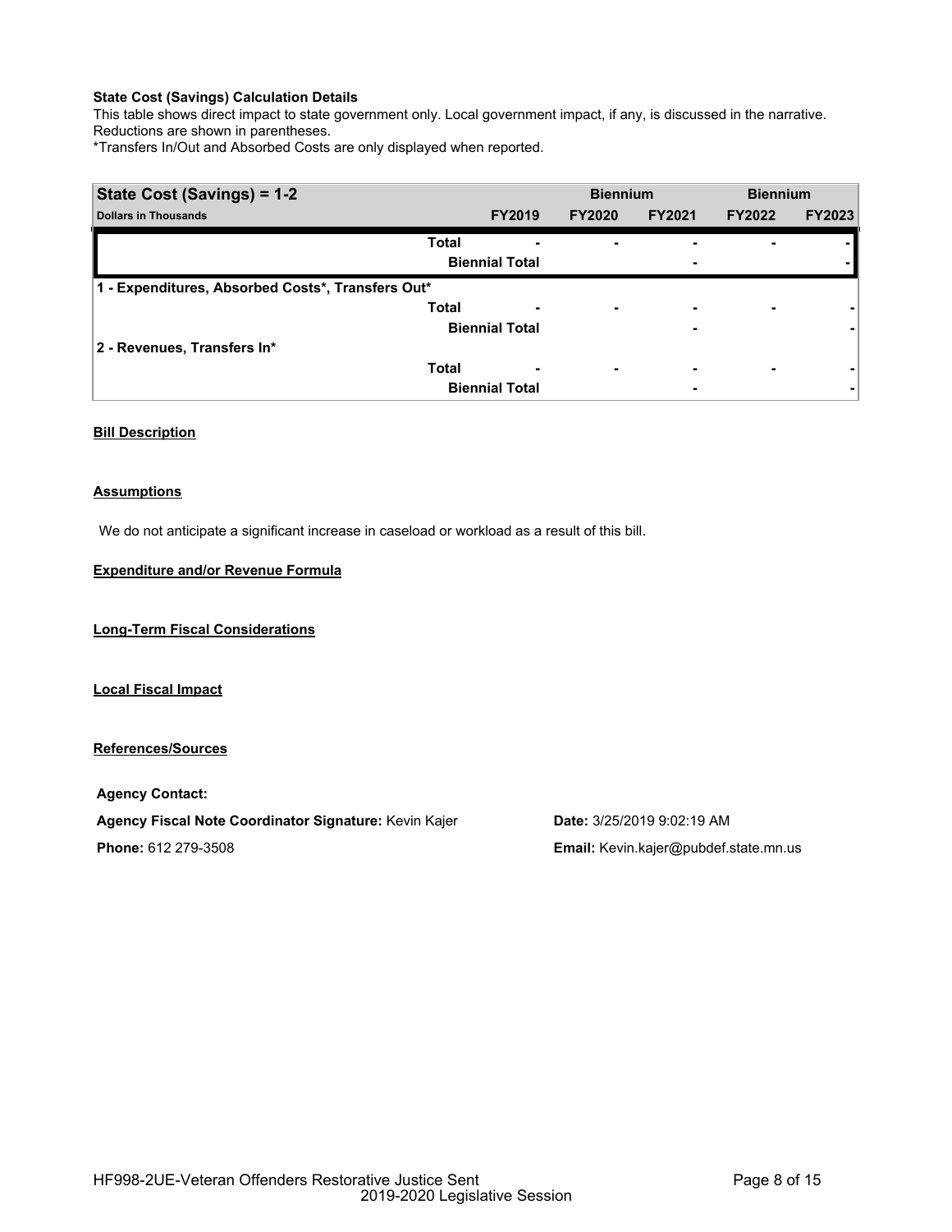**State Cost (Savings) Calculation Details**

This table shows direct impact to state government only. Local government impact, if any, is discussed in the narrative. Reductions are shown in parentheses.

*Transfers In/Out and Absorbed Costs are only displayed when reported.

| State Cost (Savings) = 1-2 | | | Biennium | | Biennium | |
|---|---|---|---|---|---|---|
| **Dollars in Thousands** | | **FY2019** | **FY2020** | **FY2021** | **FY2022** | **FY2023** |
| | **Total** | - | - | - | - | - |
| | **Biennial Total** | | | - | | - |
| **1 - Expenditures, Absorbed Costs*, Transfers Out*** | | | | | | |
| | **Total** | - | - | - | - | - |
| | **Biennial Total** | | | - | | - |
| **2 - Revenues, Transfers In*** | | | | | | |
| | **Total** | - | - | - | - | - |
| | **Biennial Total** | | | - | | - |

**Bill Description**

**Assumptions**

We do not anticipate a significant increase in caseload or workload as a result of this bill.

**Expenditure and/or Revenue Formula**

**Long-Term Fiscal Considerations**

**Local Fiscal Impact**

**References/Sources**

**Agency Contact:**

**Agency Fiscal Note Coordinator Signature:** Kevin Kajer

**Date:** 3/25/2019 9:02:19 AM

**Phone:** 612 279-3508

**Email:** Kevin.kajer@pubdef.state.mn.us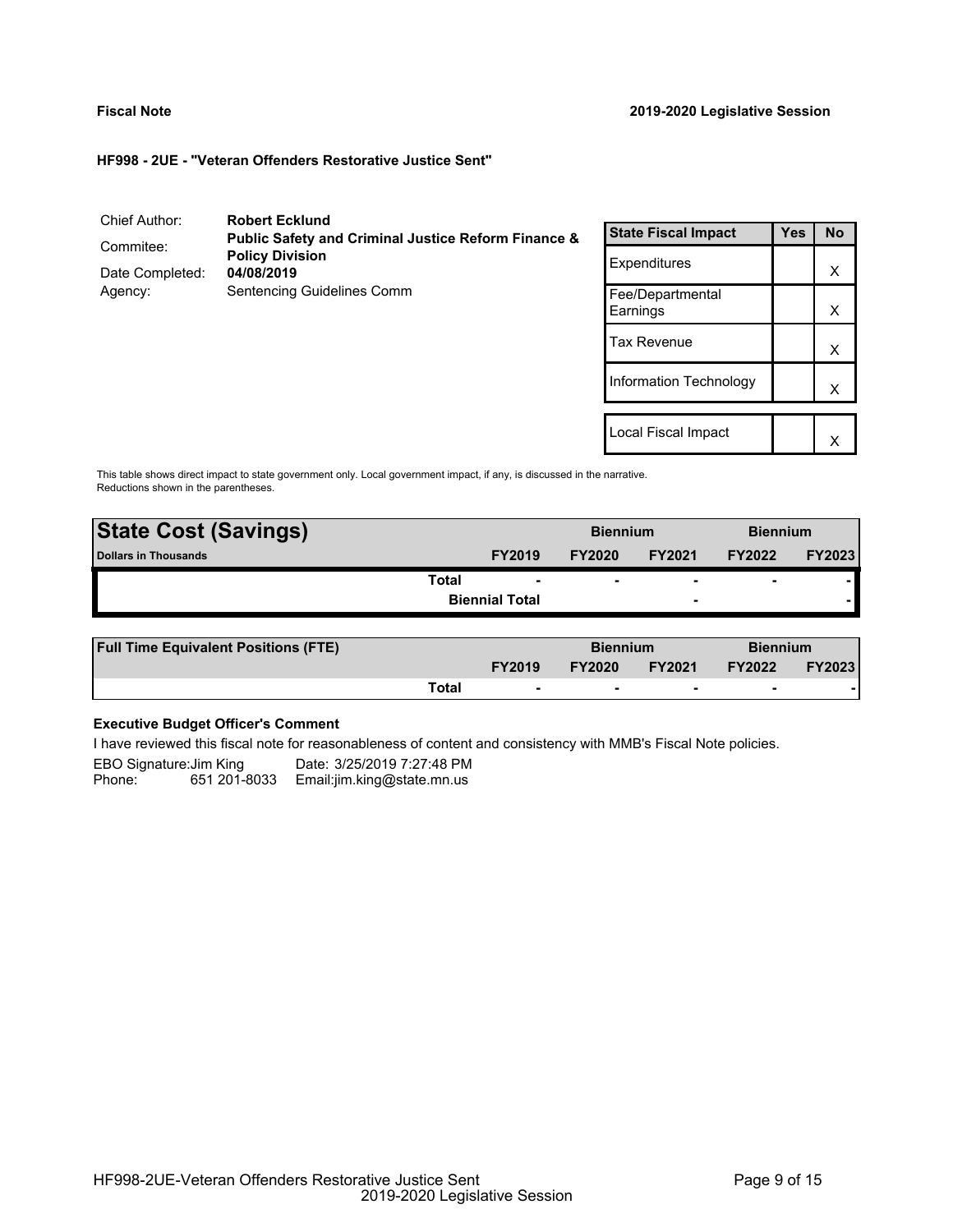**Fiscal Note** **2019-2020 Legislative Session**

**HF998 - 2UE - "Veteran Offenders Restorative Justice Sent"**

| | |
|---|---|
| Chief Author: | **Robert Ecklund** |
| Commitee: | **Public Safety and Criminal Justice Reform Finance & Policy Division** |
| Date Completed: | **04/08/2019** |
| Agency: | Sentencing Guidelines Comm |

| State Fiscal Impact | Yes | No |
|---|---|---|
| Expenditures | | X |
| Fee/Departmental Earnings | | X |
| Tax Revenue | | X |
| Information Technology | | X |
| Local Fiscal Impact | | X |

This table shows direct impact to state government only. Local government impact, if any, is discussed in the narrative. Reductions shown in the parentheses.

| State Cost (Savings) | | Biennium | | Biennium | |
|---|---|---|---|---|---|
| **Dollars in Thousands** | **FY2019** | **FY2020** | **FY2021** | **FY2022** | **FY2023** |
| **Total** | - | - | - | - | - |
| **Biennial Total** | | | - | | - |

| Full Time Equivalent Positions (FTE) | | Biennium | | Biennium | |
|---|---|---|---|---|---|
| | **FY2019** | **FY2020** | **FY2021** | **FY2022** | **FY2023** |
| **Total** | - | - | - | - | - |

**Executive Budget Officer's Comment**

I have reviewed this fiscal note for reasonableness of content and consistency with MMB's Fiscal Note policies.

EBO Signature: Jim King    Date: 3/25/2019 7:27:48 PM
Phone: 651 201-8033    Email: jim.king@state.mn.us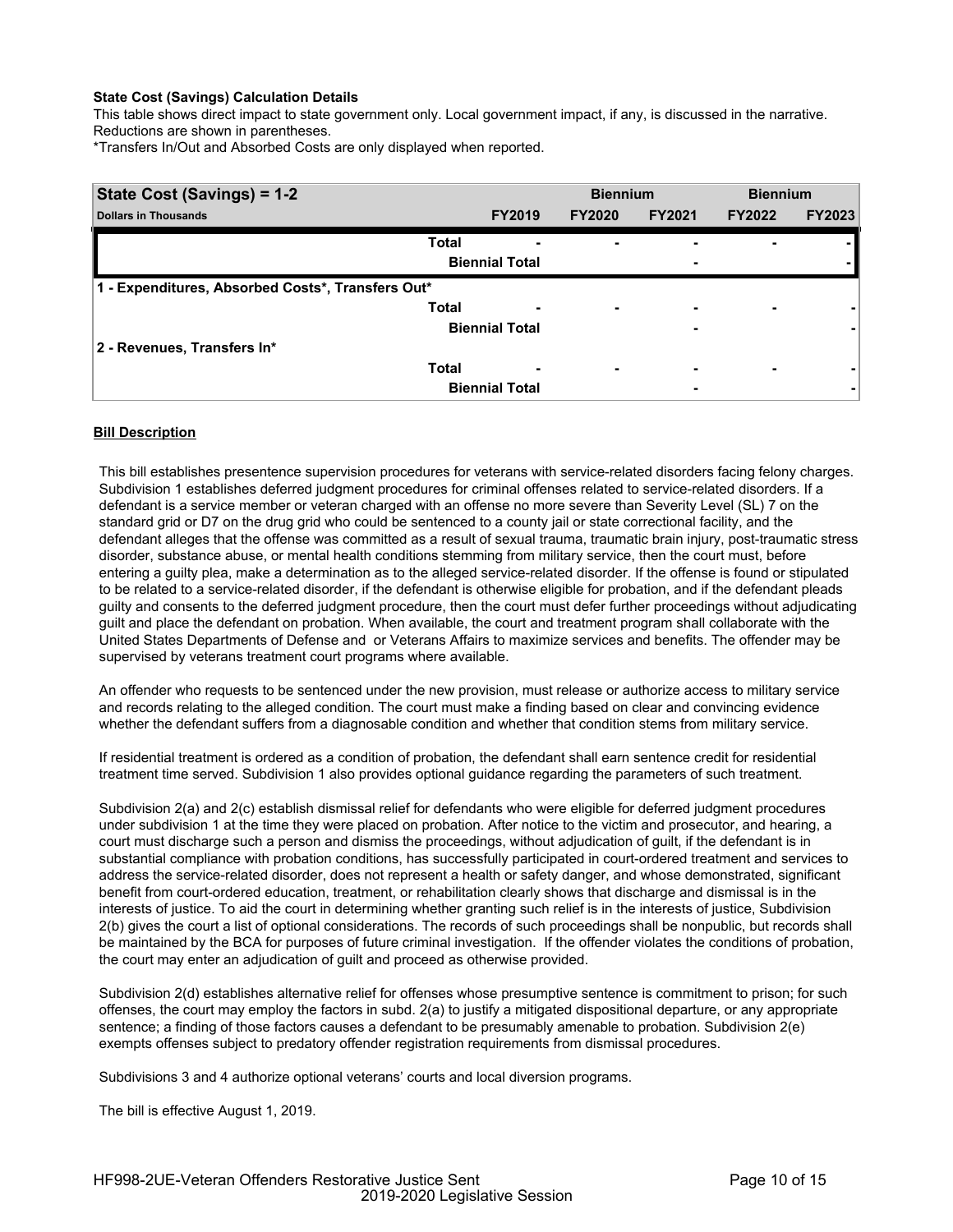**State Cost (Savings) Calculation Details**

This table shows direct impact to state government only. Local government impact, if any, is discussed in the narrative. Reductions are shown in parentheses.

*Transfers In/Out and Absorbed Costs are only displayed when reported.

| State Cost (Savings) = 1-2 | | | Biennium | | Biennium | |
|---|---|---|---|---|---|---|
| Dollars in Thousands | | FY2019 | FY2020 | FY2021 | FY2022 | FY2023 |
| | Total | - | - | - | - | - |
| | Biennial Total | | | - | | - |
| **1 - Expenditures, Absorbed Costs*, Transfers Out*** | | | | | | |
| | Total | - | - | - | - | - |
| | Biennial Total | | | - | | - |
| **2 - Revenues, Transfers In*** | | | | | | |
| | Total | - | - | - | - | - |
| | Biennial Total | | | - | | - |

## Bill Description

This bill establishes presentence supervision procedures for veterans with service-related disorders facing felony charges. Subdivision 1 establishes deferred judgment procedures for criminal offenses related to service-related disorders. If a defendant is a service member or veteran charged with an offense no more severe than Severity Level (SL) 7 on the standard grid or D7 on the drug grid who could be sentenced to a county jail or state correctional facility, and the defendant alleges that the offense was committed as a result of sexual trauma, traumatic brain injury, post-traumatic stress disorder, substance abuse, or mental health conditions stemming from military service, then the court must, before entering a guilty plea, make a determination as to the alleged service-related disorder. If the offense is found or stipulated to be related to a service-related disorder, if the defendant is otherwise eligible for probation, and if the defendant pleads guilty and consents to the deferred judgment procedure, then the court must defer further proceedings without adjudicating guilt and place the defendant on probation. When available, the court and treatment program shall collaborate with the United States Departments of Defense and or Veterans Affairs to maximize services and benefits. The offender may be supervised by veterans treatment court programs where available.

An offender who requests to be sentenced under the new provision, must release or authorize access to military service and records relating to the alleged condition. The court must make a finding based on clear and convincing evidence whether the defendant suffers from a diagnosable condition and whether that condition stems from military service.

If residential treatment is ordered as a condition of probation, the defendant shall earn sentence credit for residential treatment time served. Subdivision 1 also provides optional guidance regarding the parameters of such treatment.

Subdivision 2(a) and 2(c) establish dismissal relief for defendants who were eligible for deferred judgment procedures under subdivision 1 at the time they were placed on probation. After notice to the victim and prosecutor, and hearing, a court must discharge such a person and dismiss the proceedings, without adjudication of guilt, if the defendant is in substantial compliance with probation conditions, has successfully participated in court-ordered treatment and services to address the service-related disorder, does not represent a health or safety danger, and whose demonstrated, significant benefit from court-ordered education, treatment, or rehabilitation clearly shows that discharge and dismissal is in the interests of justice. To aid the court in determining whether granting such relief is in the interests of justice, Subdivision 2(b) gives the court a list of optional considerations. The records of such proceedings shall be nonpublic, but records shall be maintained by the BCA for purposes of future criminal investigation. If the offender violates the conditions of probation, the court may enter an adjudication of guilt and proceed as otherwise provided.

Subdivision 2(d) establishes alternative relief for offenses whose presumptive sentence is commitment to prison; for such offenses, the court may employ the factors in subd. 2(a) to justify a mitigated dispositional departure, or any appropriate sentence; a finding of those factors causes a defendant to be presumably amenable to probation. Subdivision 2(e) exempts offenses subject to predatory offender registration requirements from dismissal procedures.

Subdivisions 3 and 4 authorize optional veterans' courts and local diversion programs.

The bill is effective August 1, 2019.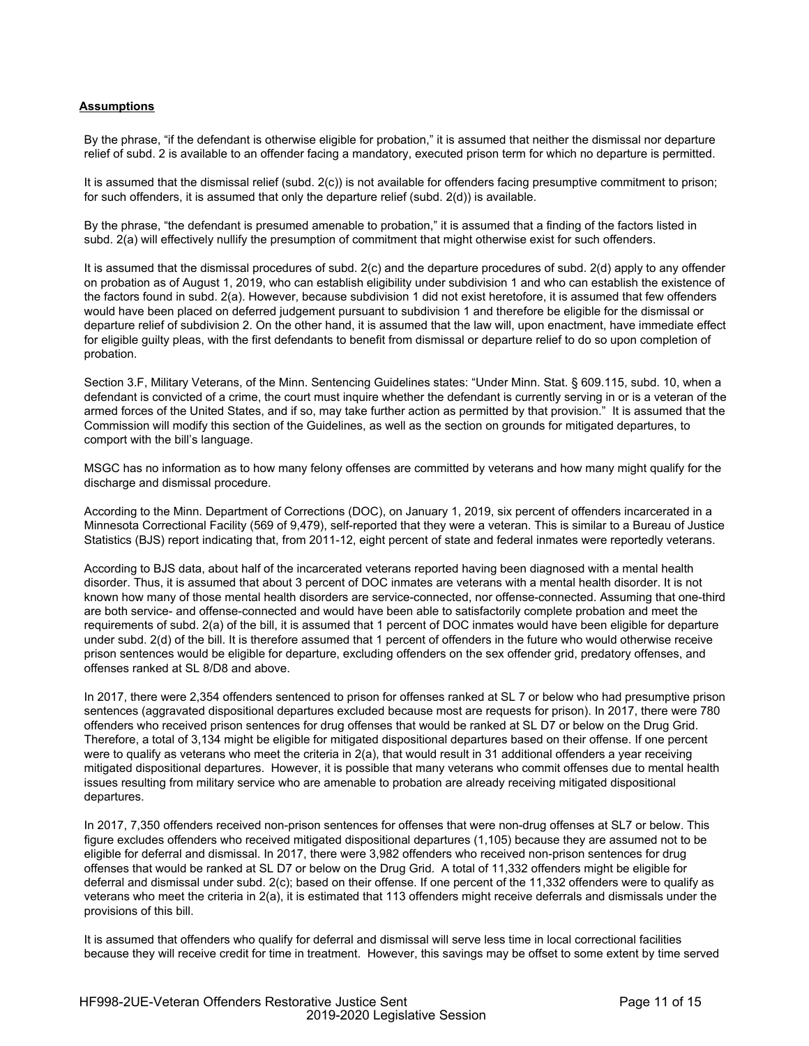**Assumptions**

By the phrase, "if the defendant is otherwise eligible for probation," it is assumed that neither the dismissal nor departure relief of subd. 2 is available to an offender facing a mandatory, executed prison term for which no departure is permitted.

It is assumed that the dismissal relief (subd. 2(c)) is not available for offenders facing presumptive commitment to prison; for such offenders, it is assumed that only the departure relief (subd. 2(d)) is available.

By the phrase, "the defendant is presumed amenable to probation," it is assumed that a finding of the factors listed in subd. 2(a) will effectively nullify the presumption of commitment that might otherwise exist for such offenders.

It is assumed that the dismissal procedures of subd. 2(c) and the departure procedures of subd. 2(d) apply to any offender on probation as of August 1, 2019, who can establish eligibility under subdivision 1 and who can establish the existence of the factors found in subd. 2(a). However, because subdivision 1 did not exist heretofore, it is assumed that few offenders would have been placed on deferred judgement pursuant to subdivision 1 and therefore be eligible for the dismissal or departure relief of subdivision 2. On the other hand, it is assumed that the law will, upon enactment, have immediate effect for eligible guilty pleas, with the first defendants to benefit from dismissal or departure relief to do so upon completion of probation.

Section 3.F, Military Veterans, of the Minn. Sentencing Guidelines states: "Under Minn. Stat. § 609.115, subd. 10, when a defendant is convicted of a crime, the court must inquire whether the defendant is currently serving in or is a veteran of the armed forces of the United States, and if so, may take further action as permitted by that provision." It is assumed that the Commission will modify this section of the Guidelines, as well as the section on grounds for mitigated departures, to comport with the bill's language.

MSGC has no information as to how many felony offenses are committed by veterans and how many might qualify for the discharge and dismissal procedure.

According to the Minn. Department of Corrections (DOC), on January 1, 2019, six percent of offenders incarcerated in a Minnesota Correctional Facility (569 of 9,479), self-reported that they were a veteran. This is similar to a Bureau of Justice Statistics (BJS) report indicating that, from 2011-12, eight percent of state and federal inmates were reportedly veterans.

According to BJS data, about half of the incarcerated veterans reported having been diagnosed with a mental health disorder. Thus, it is assumed that about 3 percent of DOC inmates are veterans with a mental health disorder. It is not known how many of those mental health disorders are service-connected, nor offense-connected. Assuming that one-third are both service- and offense-connected and would have been able to satisfactorily complete probation and meet the requirements of subd. 2(a) of the bill, it is assumed that 1 percent of DOC inmates would have been eligible for departure under subd. 2(d) of the bill. It is therefore assumed that 1 percent of offenders in the future who would otherwise receive prison sentences would be eligible for departure, excluding offenders on the sex offender grid, predatory offenses, and offenses ranked at SL 8/D8 and above.

In 2017, there were 2,354 offenders sentenced to prison for offenses ranked at SL 7 or below who had presumptive prison sentences (aggravated dispositional departures excluded because most are requests for prison). In 2017, there were 780 offenders who received prison sentences for drug offenses that would be ranked at SL D7 or below on the Drug Grid. Therefore, a total of 3,134 might be eligible for mitigated dispositional departures based on their offense. If one percent were to qualify as veterans who meet the criteria in 2(a), that would result in 31 additional offenders a year receiving mitigated dispositional departures. However, it is possible that many veterans who commit offenses due to mental health issues resulting from military service who are amenable to probation are already receiving mitigated dispositional departures.

In 2017, 7,350 offenders received non-prison sentences for offenses that were non-drug offenses at SL7 or below. This figure excludes offenders who received mitigated dispositional departures (1,105) because they are assumed not to be eligible for deferral and dismissal. In 2017, there were 3,982 offenders who received non-prison sentences for drug offenses that would be ranked at SL D7 or below on the Drug Grid. A total of 11,332 offenders might be eligible for deferral and dismissal under subd. 2(c); based on their offense. If one percent of the 11,332 offenders were to qualify as veterans who meet the criteria in 2(a), it is estimated that 113 offenders might receive deferrals and dismissals under the provisions of this bill.

It is assumed that offenders who qualify for deferral and dismissal will serve less time in local correctional facilities because they will receive credit for time in treatment. However, this savings may be offset to some extent by time served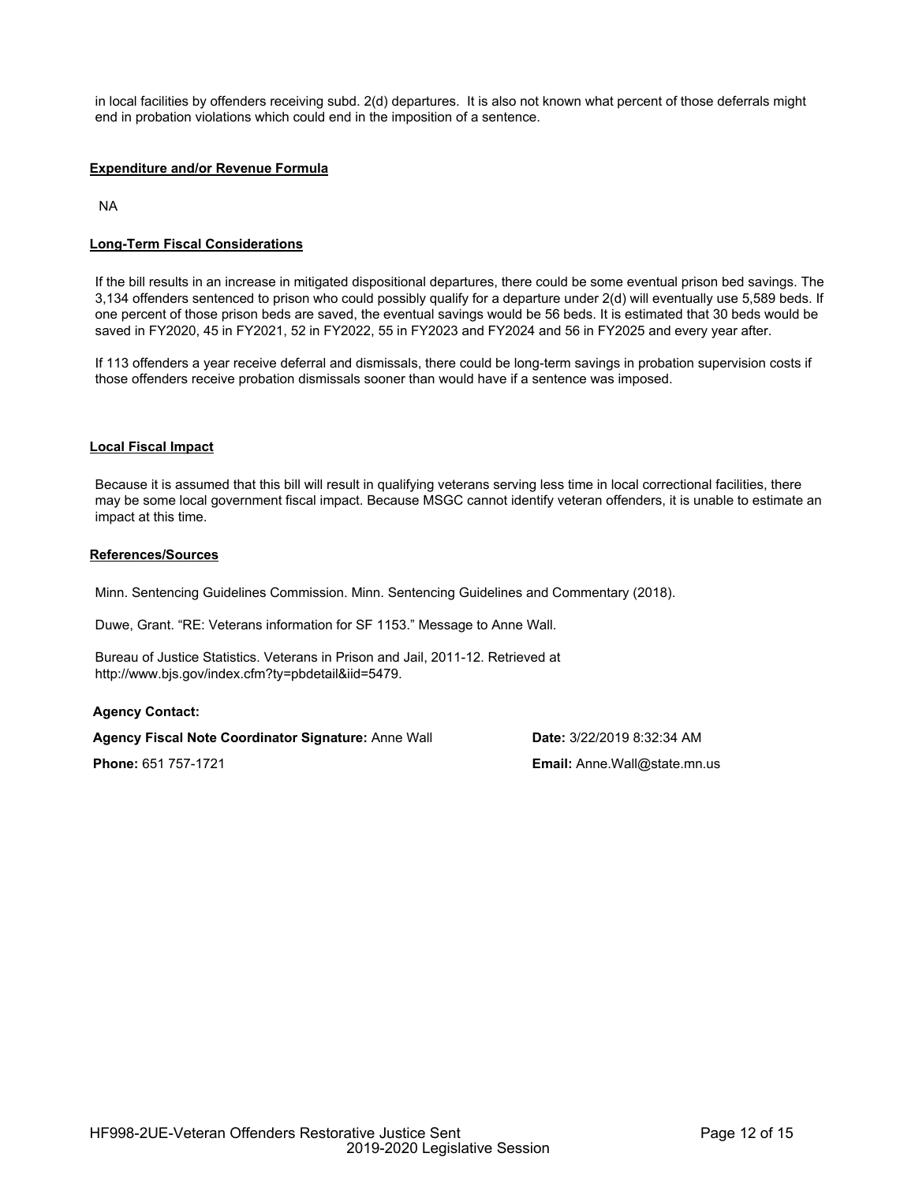in local facilities by offenders receiving subd. 2(d) departures. It is also not known what percent of those deferrals might end in probation violations which could end in the imposition of a sentence.

**Expenditure and/or Revenue Formula**

NA

**Long-Term Fiscal Considerations**

If the bill results in an increase in mitigated dispositional departures, there could be some eventual prison bed savings. The 3,134 offenders sentenced to prison who could possibly qualify for a departure under 2(d) will eventually use 5,589 beds. If one percent of those prison beds are saved, the eventual savings would be 56 beds. It is estimated that 30 beds would be saved in FY2020, 45 in FY2021, 52 in FY2022, 55 in FY2023 and FY2024 and 56 in FY2025 and every year after.

If 113 offenders a year receive deferral and dismissals, there could be long-term savings in probation supervision costs if those offenders receive probation dismissals sooner than would have if a sentence was imposed.

**Local Fiscal Impact**

Because it is assumed that this bill will result in qualifying veterans serving less time in local correctional facilities, there may be some local government fiscal impact. Because MSGC cannot identify veteran offenders, it is unable to estimate an impact at this time.

**References/Sources**

Minn. Sentencing Guidelines Commission. Minn. Sentencing Guidelines and Commentary (2018).

Duwe, Grant. "RE: Veterans information for SF 1153." Message to Anne Wall.

Bureau of Justice Statistics. Veterans in Prison and Jail, 2011-12. Retrieved at http://www.bjs.gov/index.cfm?ty=pbdetail&iid=5479.

**Agency Contact:**

**Agency Fiscal Note Coordinator Signature:** Anne Wall  **Date:** 3/22/2019 8:32:34 AM

**Phone:** 651 757-1721  **Email:** Anne.Wall@state.mn.us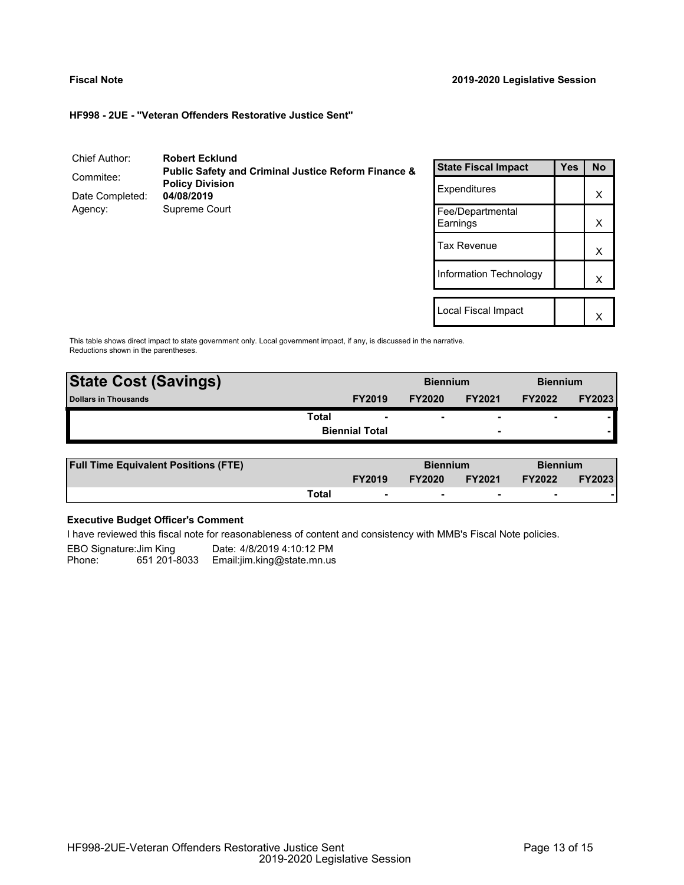**Fiscal Note** **2019-2020 Legislative Session**

**HF998 - 2UE - "Veteran Offenders Restorative Justice Sent"**

| | |
|---|---|
| Chief Author: | **Robert Ecklund** |
| Commitee: | **Public Safety and Criminal Justice Reform Finance & Policy Division** |
| Date Completed: | **04/08/2019** |
| Agency: | Supreme Court |

| State Fiscal Impact | Yes | No |
|---|---|---|
| Expenditures | | X |
| Fee/Departmental Earnings | | X |
| Tax Revenue | | X |
| Information Technology | | X |
| Local Fiscal Impact | | X |

This table shows direct impact to state government only. Local government impact, if any, is discussed in the narrative. Reductions shown in the parentheses.

| State Cost (Savings) | | Biennium | | Biennium | |
|---|---|---|---|---|---|
| Dollars in Thousands | FY2019 | FY2020 | FY2021 | FY2022 | FY2023 |
| Total | - | - | - | - | - |
| Biennial Total | | | - | | - |

| Full Time Equivalent Positions (FTE) | | Biennium | | Biennium | |
|---|---|---|---|---|---|
| | FY2019 | FY2020 | FY2021 | FY2022 | FY2023 |
| Total | - | - | - | - | - |

**Executive Budget Officer's Comment**

I have reviewed this fiscal note for reasonableness of content and consistency with MMB's Fiscal Note policies.

EBO Signature: Jim King Date: 4/8/2019 4:10:12 PM
Phone: 651 201-8033 Email: jim.king@state.mn.us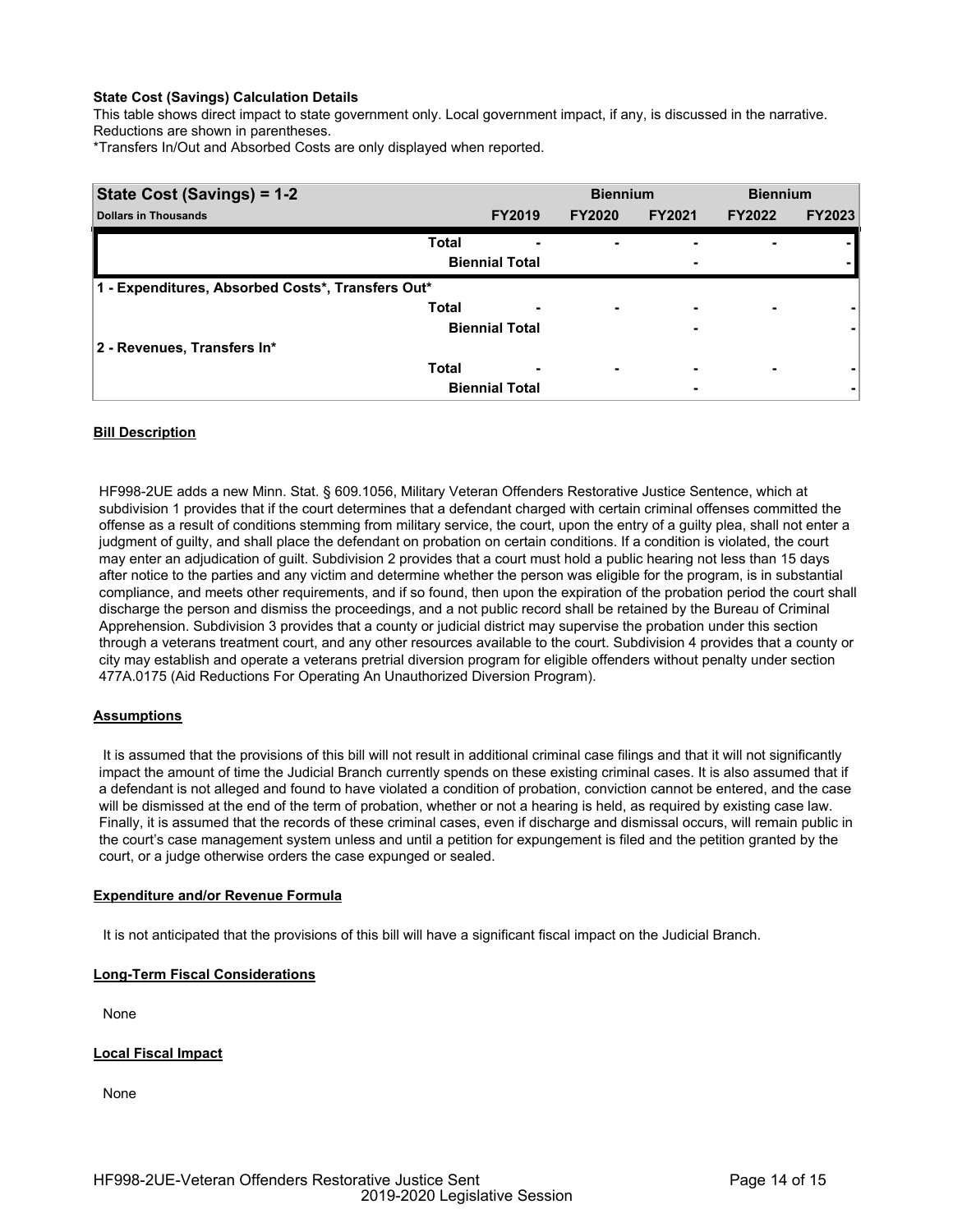**State Cost (Savings) Calculation Details**

This table shows direct impact to state government only. Local government impact, if any, is discussed in the narrative. Reductions are shown in parentheses.

*Transfers In/Out and Absorbed Costs are only displayed when reported.

| State Cost (Savings) = 1-2 | | | Biennium | | Biennium | |
|---|---|---|---|---|---|---|
| **Dollars in Thousands** | | **FY2019** | **FY2020** | **FY2021** | **FY2022** | **FY2023** |
| | **Total** | - | - | - | - | - |
| | **Biennial Total** | | | - | | - |
| **1 - Expenditures, Absorbed Costs*, Transfers Out*** | | | | | | |
| | **Total** | - | - | - | - | - |
| | **Biennial Total** | | | - | | - |
| **2 - Revenues, Transfers In*** | | | | | | |
| | **Total** | - | - | - | - | - |
| | **Biennial Total** | | | - | | - |

**Bill Description**

HF998-2UE adds a new Minn. Stat. § 609.1056, Military Veteran Offenders Restorative Justice Sentence, which at subdivision 1 provides that if the court determines that a defendant charged with certain criminal offenses committed the offense as a result of conditions stemming from military service, the court, upon the entry of a guilty plea, shall not enter a judgment of guilty, and shall place the defendant on probation on certain conditions. If a condition is violated, the court may enter an adjudication of guilt. Subdivision 2 provides that a court must hold a public hearing not less than 15 days after notice to the parties and any victim and determine whether the person was eligible for the program, is in substantial compliance, and meets other requirements, and if so found, then upon the expiration of the probation period the court shall discharge the person and dismiss the proceedings, and a not public record shall be retained by the Bureau of Criminal Apprehension. Subdivision 3 provides that a county or judicial district may supervise the probation under this section through a veterans treatment court, and any other resources available to the court. Subdivision 4 provides that a county or city may establish and operate a veterans pretrial diversion program for eligible offenders without penalty under section 477A.0175 (Aid Reductions For Operating An Unauthorized Diversion Program).

**Assumptions**

It is assumed that the provisions of this bill will not result in additional criminal case filings and that it will not significantly impact the amount of time the Judicial Branch currently spends on these existing criminal cases. It is also assumed that if a defendant is not alleged and found to have violated a condition of probation, conviction cannot be entered, and the case will be dismissed at the end of the term of probation, whether or not a hearing is held, as required by existing case law. Finally, it is assumed that the records of these criminal cases, even if discharge and dismissal occurs, will remain public in the court's case management system unless and until a petition for expungement is filed and the petition granted by the court, or a judge otherwise orders the case expunged or sealed.

**Expenditure and/or Revenue Formula**

It is not anticipated that the provisions of this bill will have a significant fiscal impact on the Judicial Branch.

**Long-Term Fiscal Considerations**

None

**Local Fiscal Impact**

None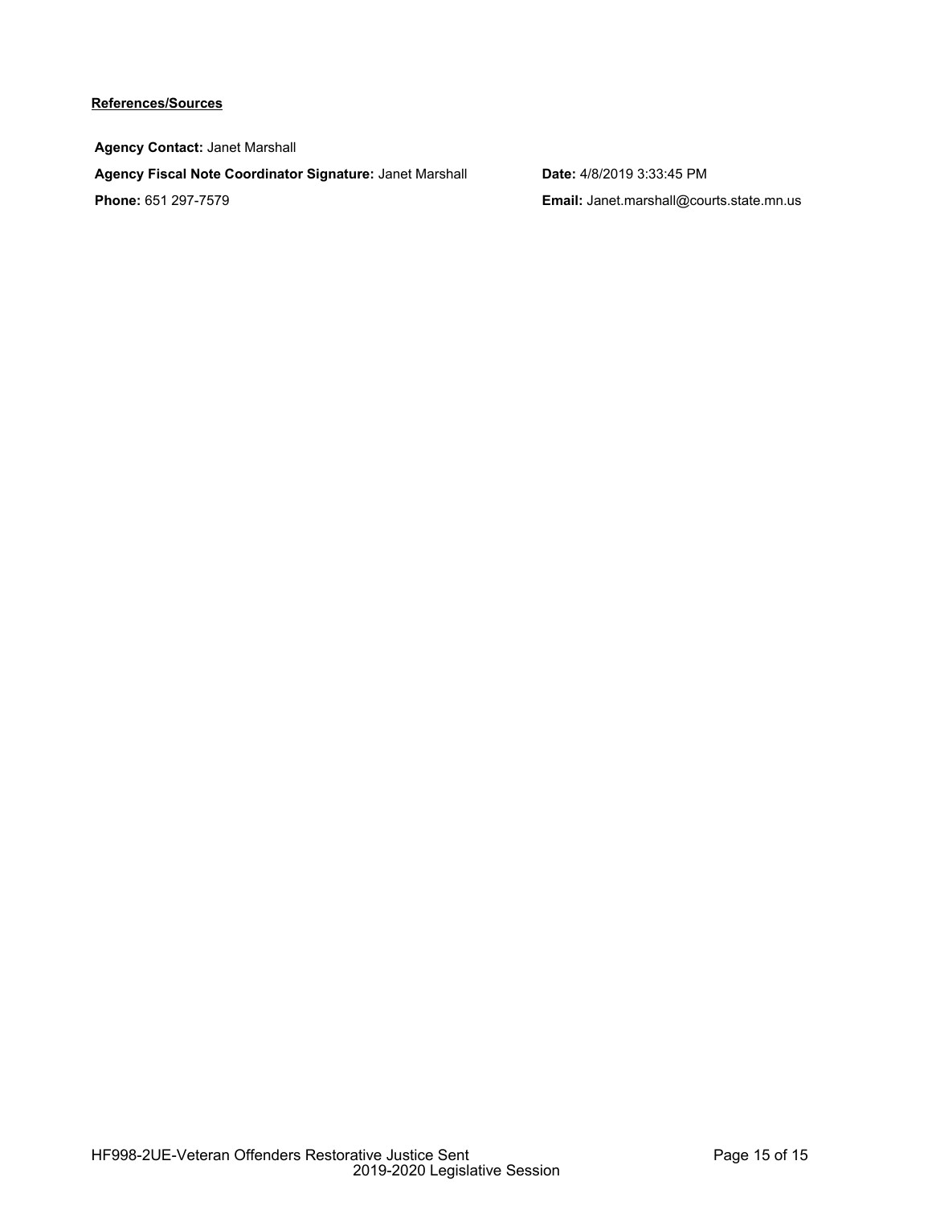**References/Sources**

**Agency Contact:** Janet Marshall

**Agency Fiscal Note Coordinator Signature:** Janet Marshall

**Date:** 4/8/2019 3:33:45 PM

**Phone:** 651 297-7579

**Email:** Janet.marshall@courts.state.mn.us